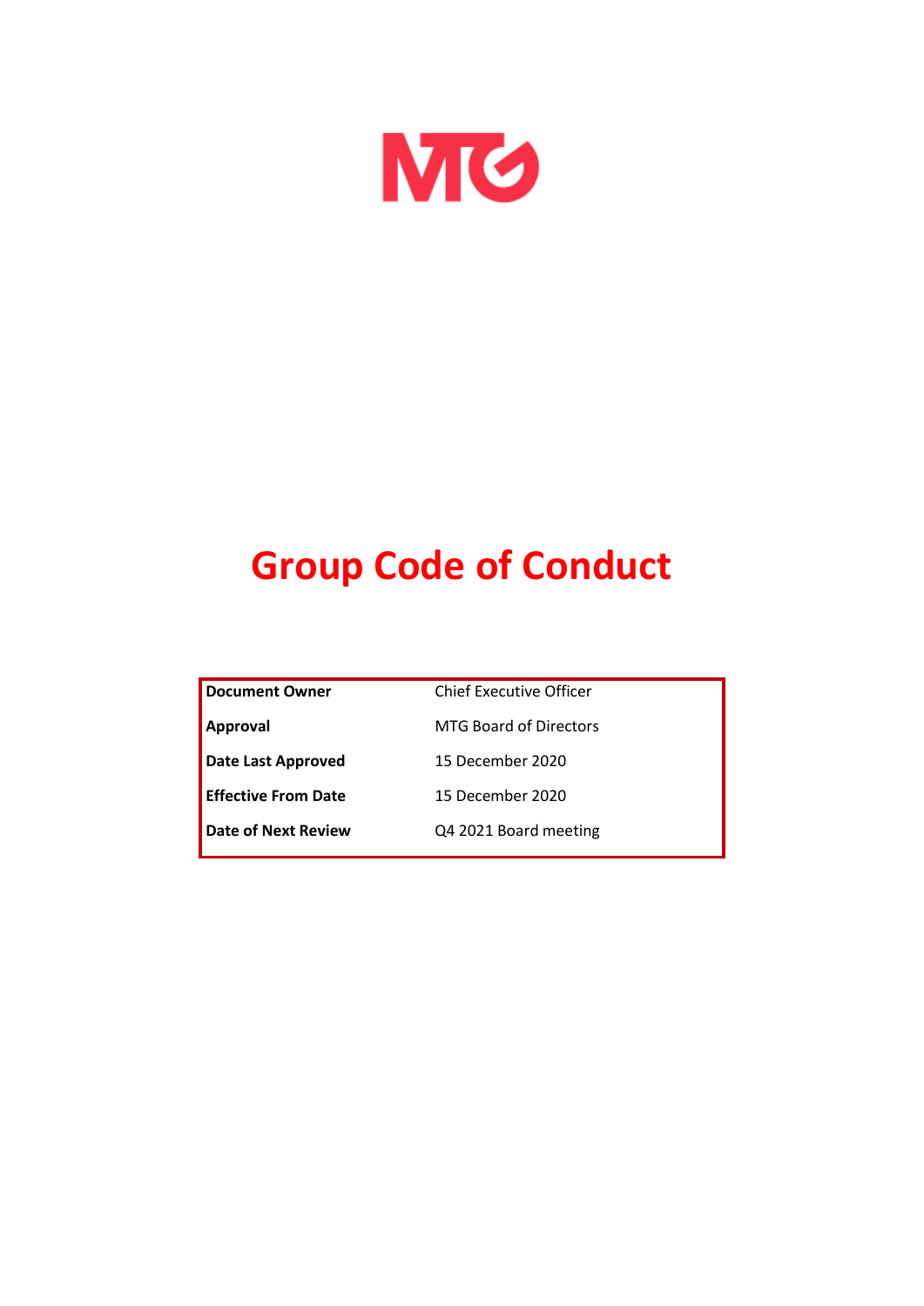MTG

# Group Code of Conduct

| | |
|---|---|
| **Document Owner** | Chief Executive Officer |
| **Approval** | MTG Board of Directors |
| **Date Last Approved** | 15 December 2020 |
| **Effective From Date** | 15 December 2020 |
| **Date of Next Review** | Q4 2021 Board meeting |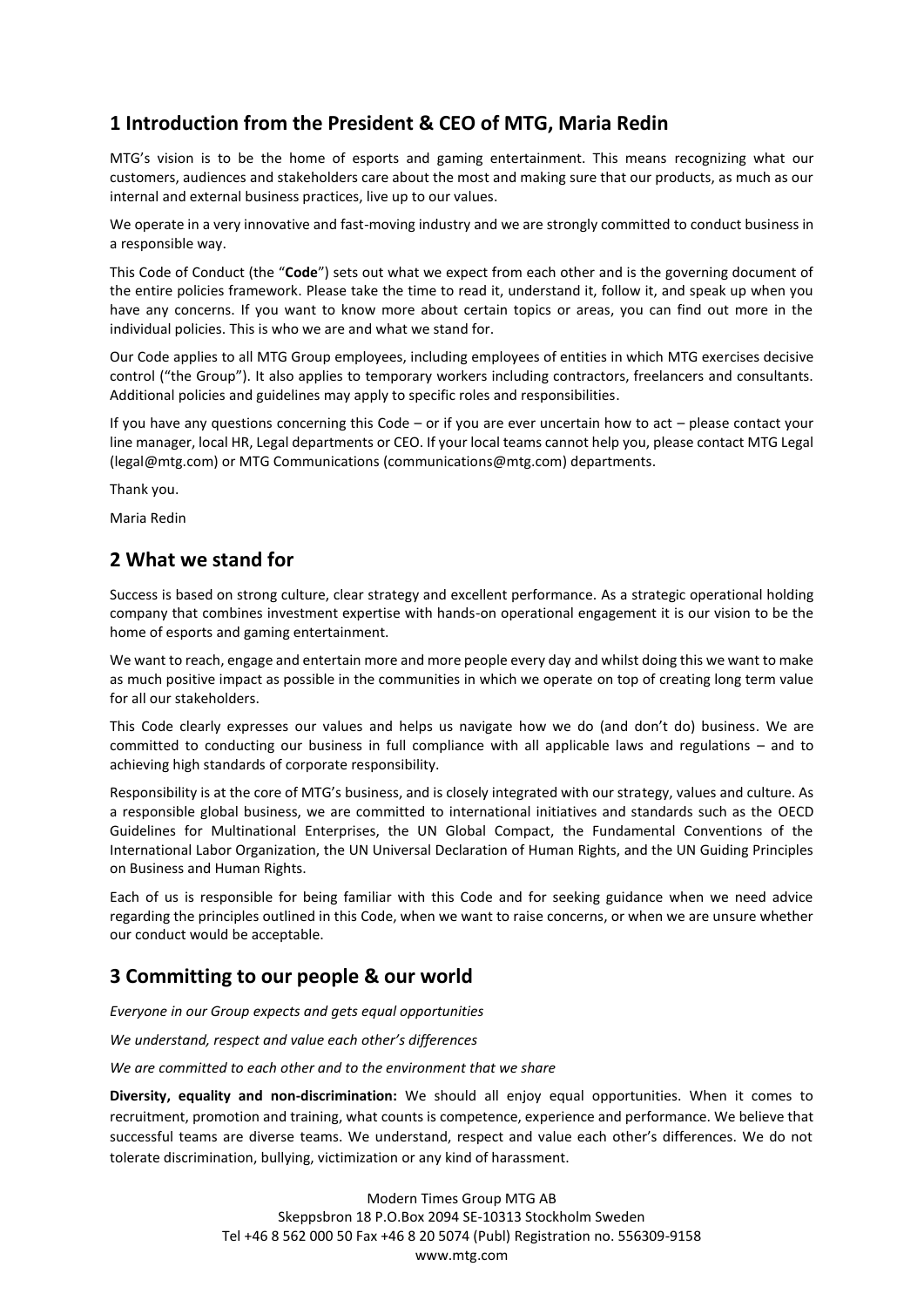## 1 Introduction from the President & CEO of MTG, Maria Redin

MTG's vision is to be the home of esports and gaming entertainment. This means recognizing what our customers, audiences and stakeholders care about the most and making sure that our products, as much as our internal and external business practices, live up to our values.

We operate in a very innovative and fast-moving industry and we are strongly committed to conduct business in a responsible way.

This Code of Conduct (the "**Code**") sets out what we expect from each other and is the governing document of the entire policies framework. Please take the time to read it, understand it, follow it, and speak up when you have any concerns. If you want to know more about certain topics or areas, you can find out more in the individual policies. This is who we are and what we stand for.

Our Code applies to all MTG Group employees, including employees of entities in which MTG exercises decisive control ("the Group"). It also applies to temporary workers including contractors, freelancers and consultants. Additional policies and guidelines may apply to specific roles and responsibilities.

If you have any questions concerning this Code – or if you are ever uncertain how to act – please contact your line manager, local HR, Legal departments or CEO. If your local teams cannot help you, please contact MTG Legal (legal@mtg.com) or MTG Communications (communications@mtg.com) departments.

Thank you.

Maria Redin

## 2 What we stand for

Success is based on strong culture, clear strategy and excellent performance. As a strategic operational holding company that combines investment expertise with hands-on operational engagement it is our vision to be the home of esports and gaming entertainment.

We want to reach, engage and entertain more and more people every day and whilst doing this we want to make as much positive impact as possible in the communities in which we operate on top of creating long term value for all our stakeholders.

This Code clearly expresses our values and helps us navigate how we do (and don't do) business. We are committed to conducting our business in full compliance with all applicable laws and regulations – and to achieving high standards of corporate responsibility.

Responsibility is at the core of MTG's business, and is closely integrated with our strategy, values and culture. As a responsible global business, we are committed to international initiatives and standards such as the OECD Guidelines for Multinational Enterprises, the UN Global Compact, the Fundamental Conventions of the International Labor Organization, the UN Universal Declaration of Human Rights, and the UN Guiding Principles on Business and Human Rights.

Each of us is responsible for being familiar with this Code and for seeking guidance when we need advice regarding the principles outlined in this Code, when we want to raise concerns, or when we are unsure whether our conduct would be acceptable.

## 3 Committing to our people & our world

*Everyone in our Group expects and gets equal opportunities*

*We understand, respect and value each other's differences*

*We are committed to each other and to the environment that we share*

**Diversity, equality and non-discrimination:** We should all enjoy equal opportunities. When it comes to recruitment, promotion and training, what counts is competence, experience and performance. We believe that successful teams are diverse teams. We understand, respect and value each other's differences. We do not tolerate discrimination, bullying, victimization or any kind of harassment.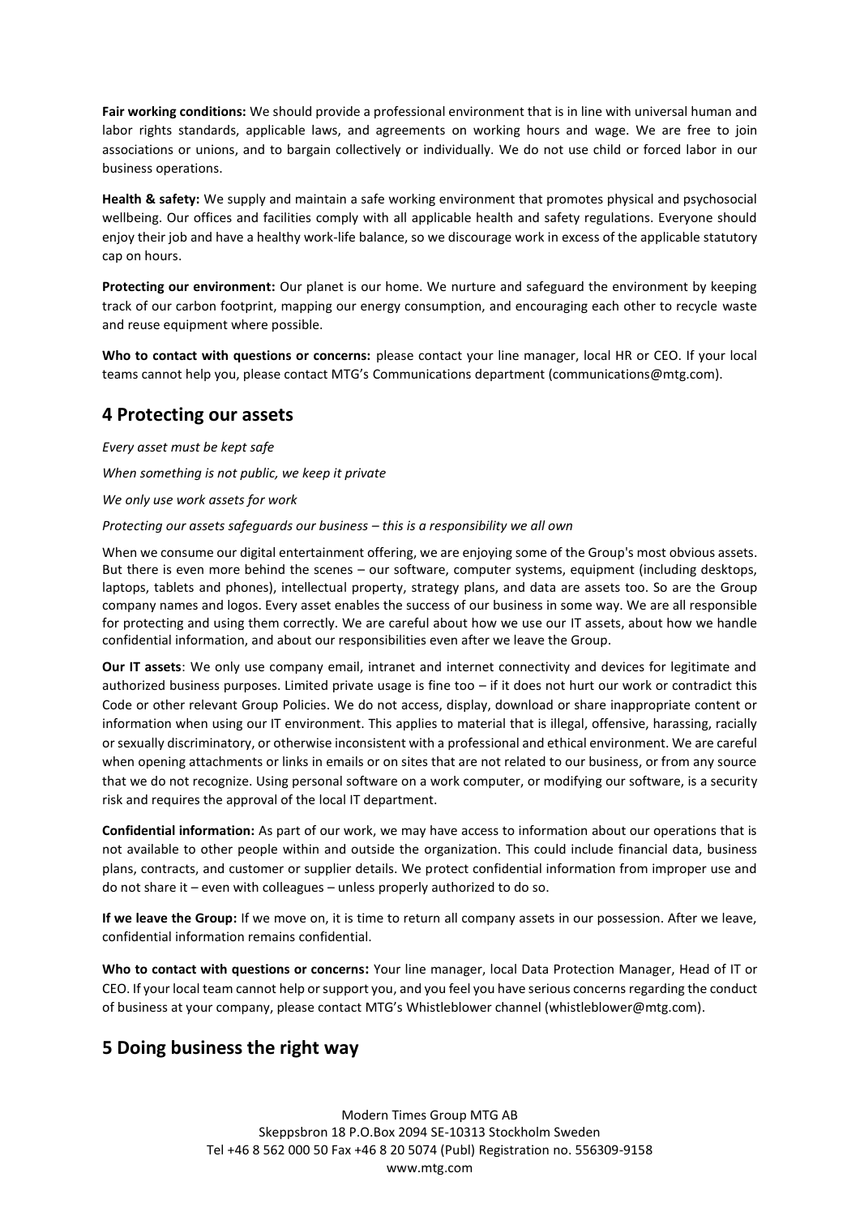**Fair working conditions:** We should provide a professional environment that is in line with universal human and labor rights standards, applicable laws, and agreements on working hours and wage. We are free to join associations or unions, and to bargain collectively or individually. We do not use child or forced labor in our business operations.

**Health & safety:** We supply and maintain a safe working environment that promotes physical and psychosocial wellbeing. Our offices and facilities comply with all applicable health and safety regulations. Everyone should enjoy their job and have a healthy work-life balance, so we discourage work in excess of the applicable statutory cap on hours.

**Protecting our environment:** Our planet is our home. We nurture and safeguard the environment by keeping track of our carbon footprint, mapping our energy consumption, and encouraging each other to recycle waste and reuse equipment where possible.

**Who to contact with questions or concerns:** please contact your line manager, local HR or CEO. If your local teams cannot help you, please contact MTG's Communications department (communications@mtg.com).

## 4 Protecting our assets

*Every asset must be kept safe*

*When something is not public, we keep it private*

*We only use work assets for work*

*Protecting our assets safeguards our business – this is a responsibility we all own*

When we consume our digital entertainment offering, we are enjoying some of the Group's most obvious assets. But there is even more behind the scenes – our software, computer systems, equipment (including desktops, laptops, tablets and phones), intellectual property, strategy plans, and data are assets too. So are the Group company names and logos. Every asset enables the success of our business in some way. We are all responsible for protecting and using them correctly. We are careful about how we use our IT assets, about how we handle confidential information, and about our responsibilities even after we leave the Group.

**Our IT assets**: We only use company email, intranet and internet connectivity and devices for legitimate and authorized business purposes. Limited private usage is fine too – if it does not hurt our work or contradict this Code or other relevant Group Policies. We do not access, display, download or share inappropriate content or information when using our IT environment. This applies to material that is illegal, offensive, harassing, racially or sexually discriminatory, or otherwise inconsistent with a professional and ethical environment. We are careful when opening attachments or links in emails or on sites that are not related to our business, or from any source that we do not recognize. Using personal software on a work computer, or modifying our software, is a security risk and requires the approval of the local IT department.

**Confidential information:** As part of our work, we may have access to information about our operations that is not available to other people within and outside the organization. This could include financial data, business plans, contracts, and customer or supplier details. We protect confidential information from improper use and do not share it – even with colleagues – unless properly authorized to do so.

**If we leave the Group:** If we move on, it is time to return all company assets in our possession. After we leave, confidential information remains confidential.

**Who to contact with questions or concerns:** Your line manager, local Data Protection Manager, Head of IT or CEO. If your local team cannot help or support you, and you feel you have serious concerns regarding the conduct of business at your company, please contact MTG's Whistleblower channel (whistleblower@mtg.com).

## 5 Doing business the right way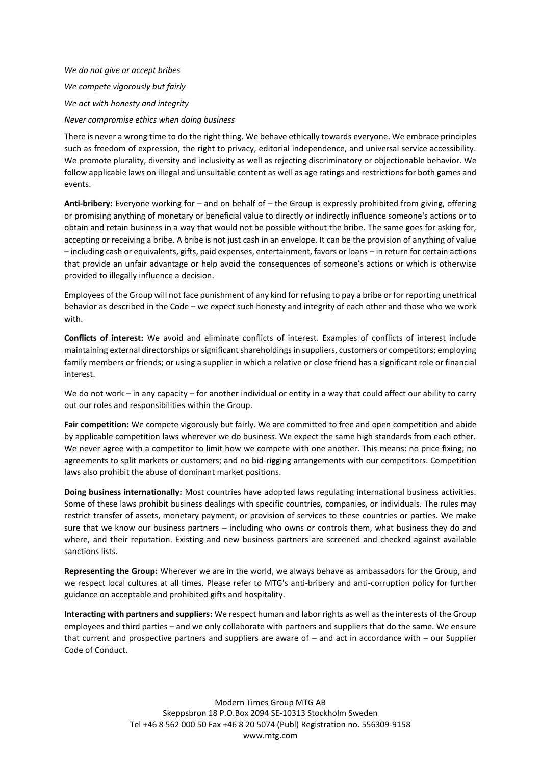*We do not give or accept bribes*

*We compete vigorously but fairly*

*We act with honesty and integrity*

*Never compromise ethics when doing business*

There is never a wrong time to do the right thing. We behave ethically towards everyone. We embrace principles such as freedom of expression, the right to privacy, editorial independence, and universal service accessibility. We promote plurality, diversity and inclusivity as well as rejecting discriminatory or objectionable behavior. We follow applicable laws on illegal and unsuitable content as well as age ratings and restrictions for both games and events.

**Anti-bribery:** Everyone working for – and on behalf of – the Group is expressly prohibited from giving, offering or promising anything of monetary or beneficial value to directly or indirectly influence someone's actions or to obtain and retain business in a way that would not be possible without the bribe. The same goes for asking for, accepting or receiving a bribe. A bribe is not just cash in an envelope. It can be the provision of anything of value – including cash or equivalents, gifts, paid expenses, entertainment, favors or loans – in return for certain actions that provide an unfair advantage or help avoid the consequences of someone's actions or which is otherwise provided to illegally influence a decision.

Employees of the Group will not face punishment of any kind for refusing to pay a bribe or for reporting unethical behavior as described in the Code – we expect such honesty and integrity of each other and those who we work with.

**Conflicts of interest:** We avoid and eliminate conflicts of interest. Examples of conflicts of interest include maintaining external directorships or significant shareholdings in suppliers, customers or competitors; employing family members or friends; or using a supplier in which a relative or close friend has a significant role or financial interest.

We do not work – in any capacity – for another individual or entity in a way that could affect our ability to carry out our roles and responsibilities within the Group.

**Fair competition:** We compete vigorously but fairly. We are committed to free and open competition and abide by applicable competition laws wherever we do business. We expect the same high standards from each other. We never agree with a competitor to limit how we compete with one another. This means: no price fixing; no agreements to split markets or customers; and no bid-rigging arrangements with our competitors. Competition laws also prohibit the abuse of dominant market positions.

**Doing business internationally:** Most countries have adopted laws regulating international business activities. Some of these laws prohibit business dealings with specific countries, companies, or individuals. The rules may restrict transfer of assets, monetary payment, or provision of services to these countries or parties. We make sure that we know our business partners – including who owns or controls them, what business they do and where, and their reputation. Existing and new business partners are screened and checked against available sanctions lists.

**Representing the Group:** Wherever we are in the world, we always behave as ambassadors for the Group, and we respect local cultures at all times. Please refer to MTG's anti-bribery and anti-corruption policy for further guidance on acceptable and prohibited gifts and hospitality.

**Interacting with partners and suppliers:** We respect human and labor rights as well as the interests of the Group employees and third parties – and we only collaborate with partners and suppliers that do the same. We ensure that current and prospective partners and suppliers are aware of – and act in accordance with – our Supplier Code of Conduct.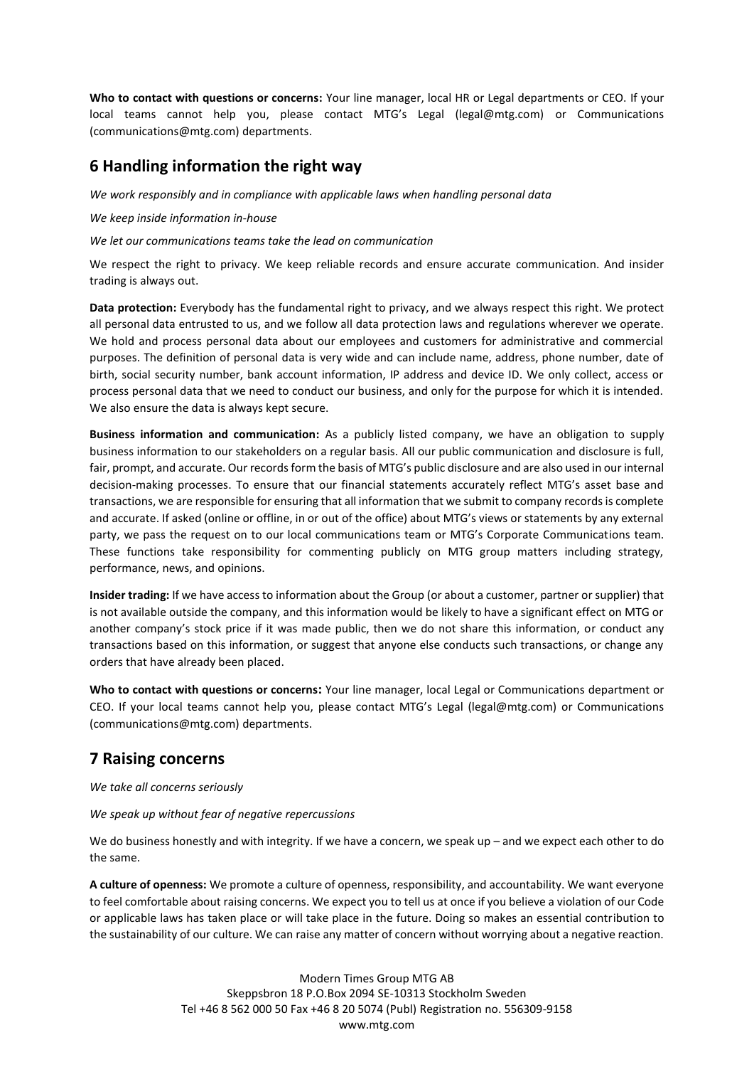**Who to contact with questions or concerns:** Your line manager, local HR or Legal departments or CEO. If your local teams cannot help you, please contact MTG's Legal (legal@mtg.com) or Communications (communications@mtg.com) departments.

## 6 Handling information the right way

*We work responsibly and in compliance with applicable laws when handling personal data*

*We keep inside information in-house*

*We let our communications teams take the lead on communication*

We respect the right to privacy. We keep reliable records and ensure accurate communication. And insider trading is always out.

**Data protection:** Everybody has the fundamental right to privacy, and we always respect this right. We protect all personal data entrusted to us, and we follow all data protection laws and regulations wherever we operate. We hold and process personal data about our employees and customers for administrative and commercial purposes. The definition of personal data is very wide and can include name, address, phone number, date of birth, social security number, bank account information, IP address and device ID. We only collect, access or process personal data that we need to conduct our business, and only for the purpose for which it is intended. We also ensure the data is always kept secure.

**Business information and communication:** As a publicly listed company, we have an obligation to supply business information to our stakeholders on a regular basis. All our public communication and disclosure is full, fair, prompt, and accurate. Our records form the basis of MTG's public disclosure and are also used in our internal decision-making processes. To ensure that our financial statements accurately reflect MTG's asset base and transactions, we are responsible for ensuring that all information that we submit to company records is complete and accurate. If asked (online or offline, in or out of the office) about MTG's views or statements by any external party, we pass the request on to our local communications team or MTG's Corporate Communications team. These functions take responsibility for commenting publicly on MTG group matters including strategy, performance, news, and opinions.

**Insider trading:** If we have access to information about the Group (or about a customer, partner or supplier) that is not available outside the company, and this information would be likely to have a significant effect on MTG or another company's stock price if it was made public, then we do not share this information, or conduct any transactions based on this information, or suggest that anyone else conducts such transactions, or change any orders that have already been placed.

**Who to contact with questions or concerns:** Your line manager, local Legal or Communications department or CEO. If your local teams cannot help you, please contact MTG's Legal (legal@mtg.com) or Communications (communications@mtg.com) departments.

## 7 Raising concerns

*We take all concerns seriously*

*We speak up without fear of negative repercussions*

We do business honestly and with integrity. If we have a concern, we speak up – and we expect each other to do the same.

**A culture of openness:** We promote a culture of openness, responsibility, and accountability. We want everyone to feel comfortable about raising concerns. We expect you to tell us at once if you believe a violation of our Code or applicable laws has taken place or will take place in the future. Doing so makes an essential contribution to the sustainability of our culture. We can raise any matter of concern without worrying about a negative reaction.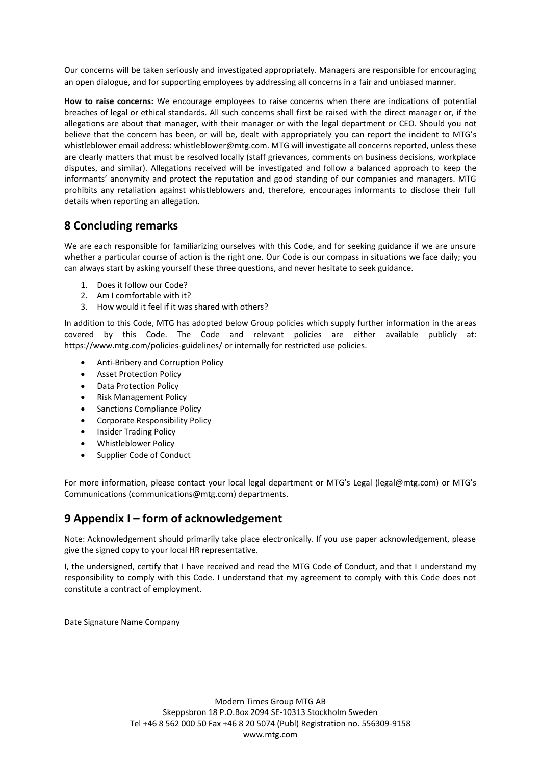Our concerns will be taken seriously and investigated appropriately. Managers are responsible for encouraging an open dialogue, and for supporting employees by addressing all concerns in a fair and unbiased manner.

**How to raise concerns:** We encourage employees to raise concerns when there are indications of potential breaches of legal or ethical standards. All such concerns shall first be raised with the direct manager or, if the allegations are about that manager, with their manager or with the legal department or CEO. Should you not believe that the concern has been, or will be, dealt with appropriately you can report the incident to MTG's whistleblower email address: whistleblower@mtg.com. MTG will investigate all concerns reported, unless these are clearly matters that must be resolved locally (staff grievances, comments on business decisions, workplace disputes, and similar). Allegations received will be investigated and follow a balanced approach to keep the informants' anonymity and protect the reputation and good standing of our companies and managers. MTG prohibits any retaliation against whistleblowers and, therefore, encourages informants to disclose their full details when reporting an allegation.

## 8 Concluding remarks

We are each responsible for familiarizing ourselves with this Code, and for seeking guidance if we are unsure whether a particular course of action is the right one. Our Code is our compass in situations we face daily; you can always start by asking yourself these three questions, and never hesitate to seek guidance.

1. Does it follow our Code?
2. Am I comfortable with it?
3. How would it feel if it was shared with others?

In addition to this Code, MTG has adopted below Group policies which supply further information in the areas covered by this Code. The Code and relevant policies are either available publicly at: https://www.mtg.com/policies-guidelines/ or internally for restricted use policies.

- Anti-Bribery and Corruption Policy
- Asset Protection Policy
- Data Protection Policy
- Risk Management Policy
- Sanctions Compliance Policy
- Corporate Responsibility Policy
- Insider Trading Policy
- Whistleblower Policy
- Supplier Code of Conduct

For more information, please contact your local legal department or MTG's Legal (legal@mtg.com) or MTG's Communications (communications@mtg.com) departments.

## 9 Appendix I – form of acknowledgement

Note: Acknowledgement should primarily take place electronically. If you use paper acknowledgement, please give the signed copy to your local HR representative.

I, the undersigned, certify that I have received and read the MTG Code of Conduct, and that I understand my responsibility to comply with this Code. I understand that my agreement to comply with this Code does not constitute a contract of employment.

Date Signature Name Company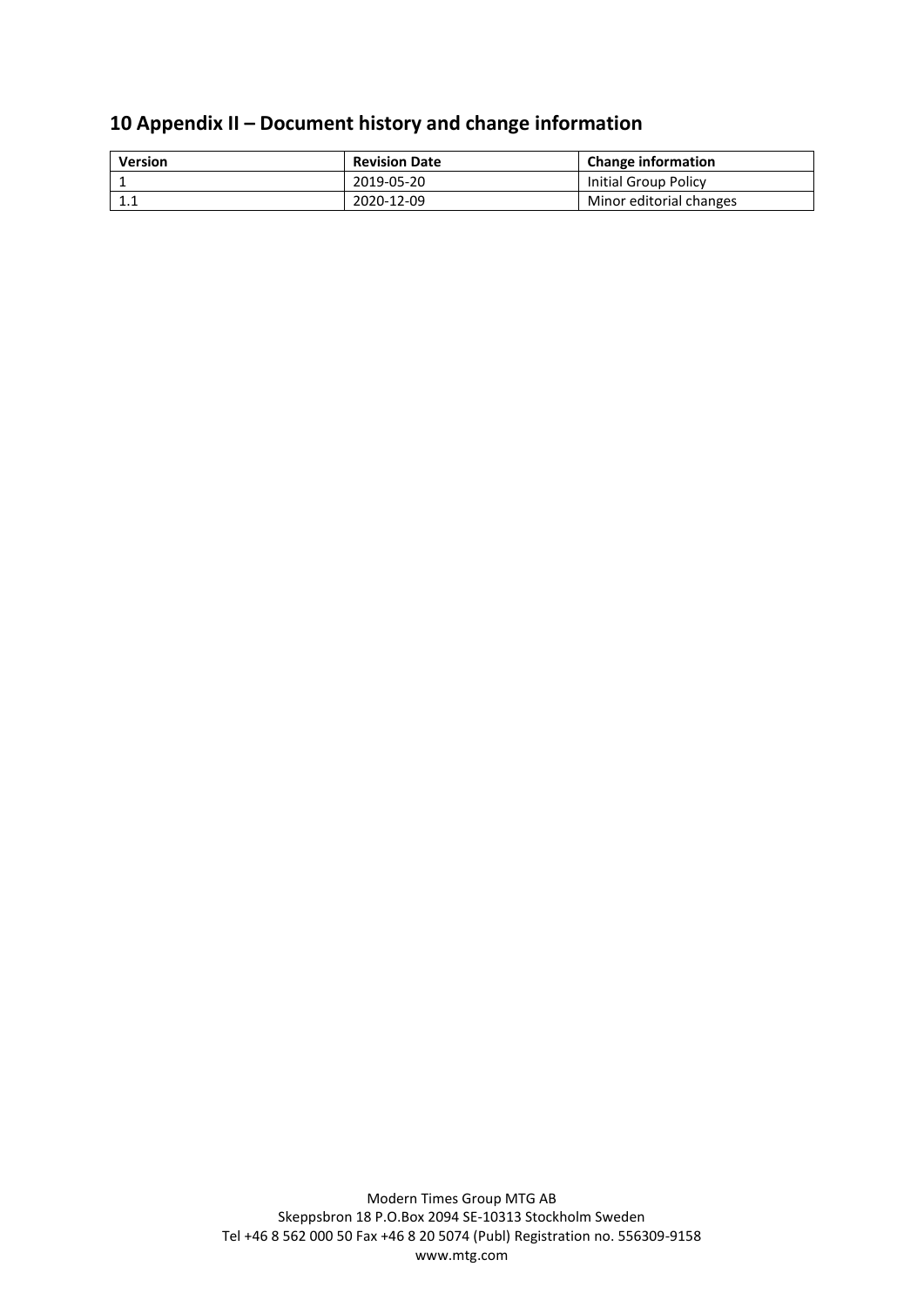## 10 Appendix II – Document history and change information

| Version | Revision Date | Change information |
| --- | --- | --- |
| 1 | 2019-05-20 | Initial Group Policy |
| 1.1 | 2020-12-09 | Minor editorial changes |

Modern Times Group MTG AB
Skeppsbron 18 P.O.Box 2094 SE-10313 Stockholm Sweden
Tel +46 8 562 000 50 Fax +46 8 20 5074 (Publ) Registration no. 556309-9158
www.mtg.com